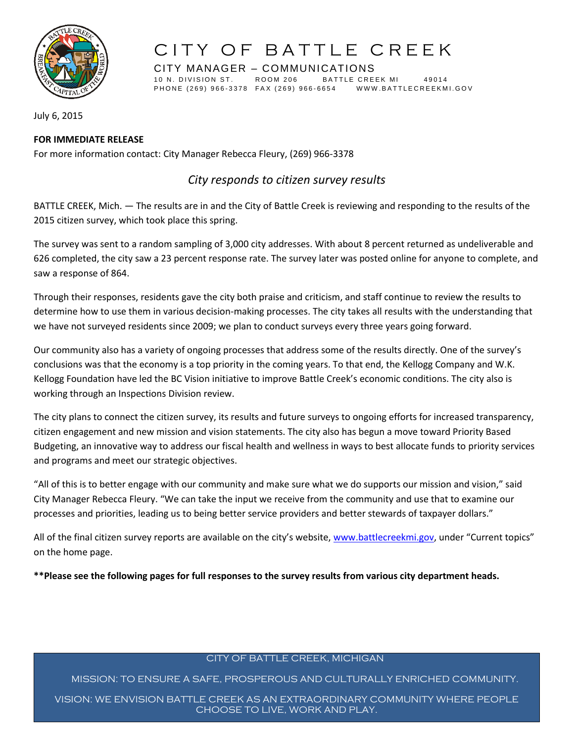# CITY OF BATTLE CREEK

CITY MANAGER – COMMUNICATIONS
10 N. DIVISION ST. ROOM 206 BATTLE CREEK MI 49014
PHONE (269) 966-3378 FAX (269) 966-6654 WWW.BATTLECREEKMI.GOV

July 6, 2015

**FOR IMMEDIATE RELEASE**
For more information contact: City Manager Rebecca Fleury, (269) 966-3378

## *City responds to citizen survey results*

BATTLE CREEK, Mich. — The results are in and the City of Battle Creek is reviewing and responding to the results of the 2015 citizen survey, which took place this spring.

The survey was sent to a random sampling of 3,000 city addresses. With about 8 percent returned as undeliverable and 626 completed, the city saw a 23 percent response rate. The survey later was posted online for anyone to complete, and saw a response of 864.

Through their responses, residents gave the city both praise and criticism, and staff continue to review the results to determine how to use them in various decision-making processes. The city takes all results with the understanding that we have not surveyed residents since 2009; we plan to conduct surveys every three years going forward.

Our community also has a variety of ongoing processes that address some of the results directly. One of the survey's conclusions was that the economy is a top priority in the coming years. To that end, the Kellogg Company and W.K. Kellogg Foundation have led the BC Vision initiative to improve Battle Creek's economic conditions. The city also is working through an Inspections Division review.

The city plans to connect the citizen survey, its results and future surveys to ongoing efforts for increased transparency, citizen engagement and new mission and vision statements. The city also has begun a move toward Priority Based Budgeting, an innovative way to address our fiscal health and wellness in ways to best allocate funds to priority services and programs and meet our strategic objectives.

"All of this is to better engage with our community and make sure what we do supports our mission and vision," said City Manager Rebecca Fleury. "We can take the input we receive from the community and use that to examine our processes and priorities, leading us to being better service providers and better stewards of taxpayer dollars."

All of the final citizen survey reports are available on the city's website, www.battlecreekmi.gov, under "Current topics" on the home page.

**\*\*Please see the following pages for full responses to the survey results from various city department heads.**

CITY OF BATTLE CREEK, MICHIGAN

MISSION: TO ENSURE A SAFE, PROSPEROUS AND CULTURALLY ENRICHED COMMUNITY.

VISION: WE ENVISION BATTLE CREEK AS AN EXTRAORDINARY COMMUNITY WHERE PEOPLE CHOOSE TO LIVE, WORK AND PLAY.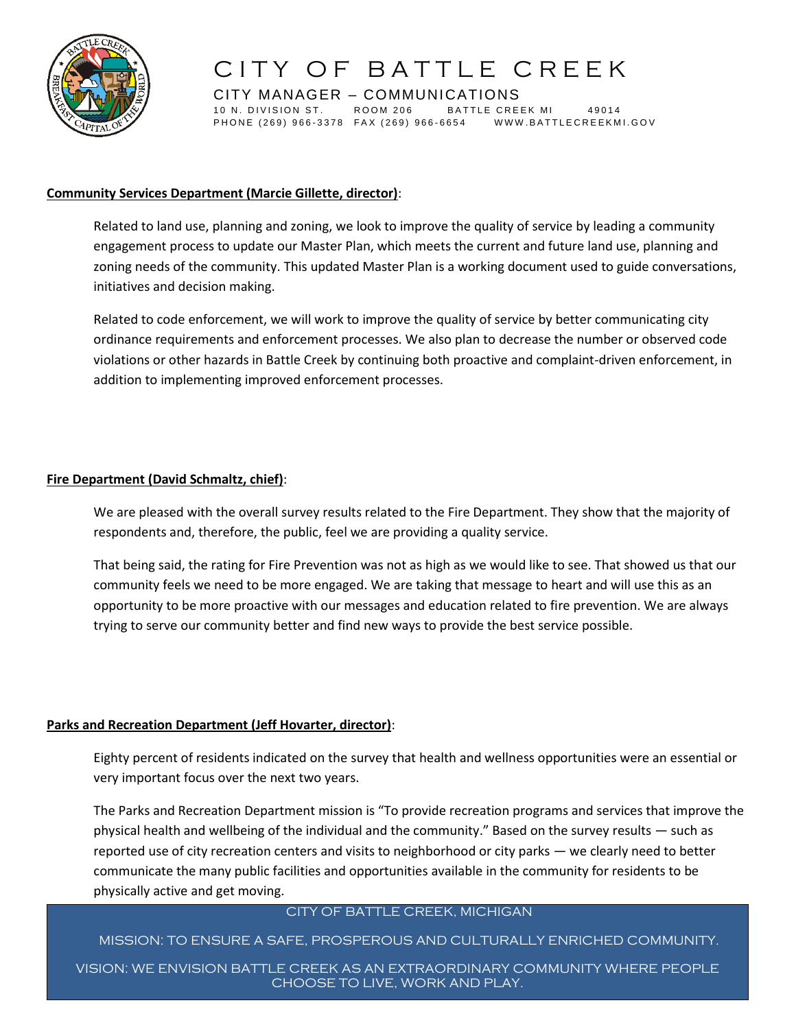**Community Services Department (Marcie Gillette, director)**:

Related to land use, planning and zoning, we look to improve the quality of service by leading a community engagement process to update our Master Plan, which meets the current and future land use, planning and zoning needs of the community. This updated Master Plan is a working document used to guide conversations, initiatives and decision making.

Related to code enforcement, we will work to improve the quality of service by better communicating city ordinance requirements and enforcement processes. We also plan to decrease the number or observed code violations or other hazards in Battle Creek by continuing both proactive and complaint-driven enforcement, in addition to implementing improved enforcement processes.

**Fire Department (David Schmaltz, chief)**:

We are pleased with the overall survey results related to the Fire Department. They show that the majority of respondents and, therefore, the public, feel we are providing a quality service.

That being said, the rating for Fire Prevention was not as high as we would like to see. That showed us that our community feels we need to be more engaged. We are taking that message to heart and will use this as an opportunity to be more proactive with our messages and education related to fire prevention. We are always trying to serve our community better and find new ways to provide the best service possible.

**Parks and Recreation Department (Jeff Hovarter, director)**:

Eighty percent of residents indicated on the survey that health and wellness opportunities were an essential or very important focus over the next two years.

The Parks and Recreation Department mission is "To provide recreation programs and services that improve the physical health and wellbeing of the individual and the community." Based on the survey results — such as reported use of city recreation centers and visits to neighborhood or city parks — we clearly need to better communicate the many public facilities and opportunities available in the community for residents to be physically active and get moving.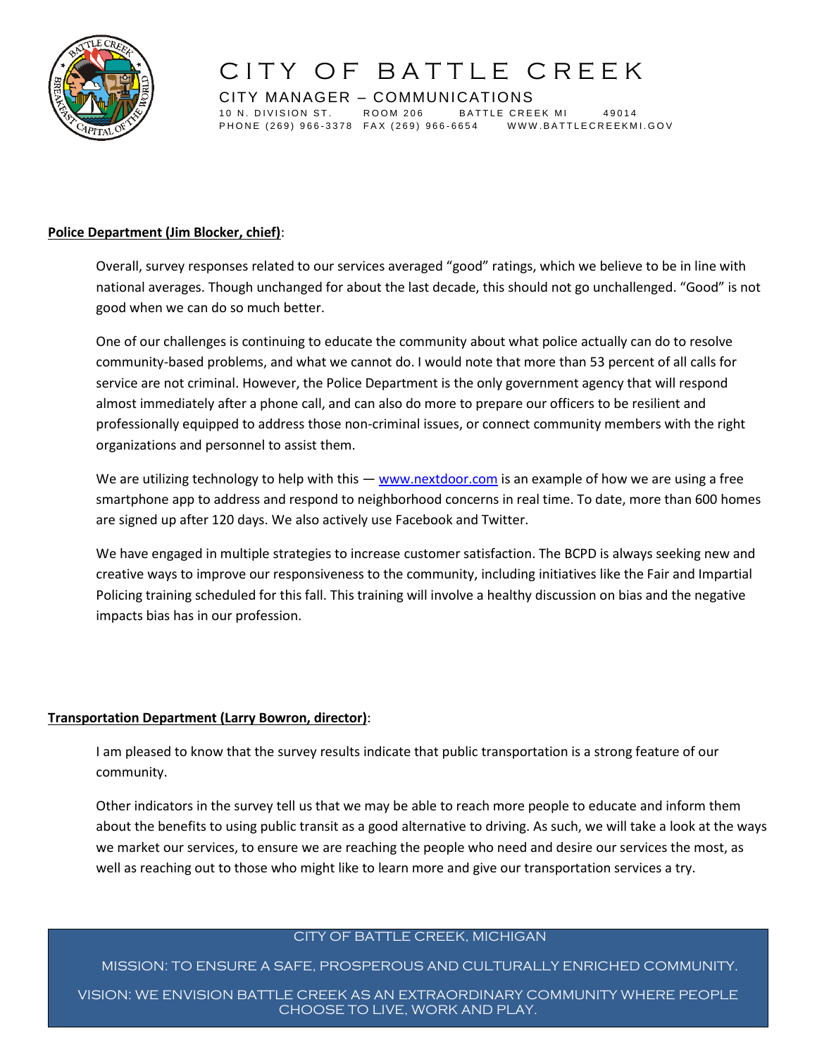**Police Department (Jim Blocker, chief)**:

Overall, survey responses related to our services averaged "good" ratings, which we believe to be in line with national averages. Though unchanged for about the last decade, this should not go unchallenged. "Good" is not good when we can do so much better.

One of our challenges is continuing to educate the community about what police actually can do to resolve community-based problems, and what we cannot do. I would note that more than 53 percent of all calls for service are not criminal. However, the Police Department is the only government agency that will respond almost immediately after a phone call, and can also do more to prepare our officers to be resilient and professionally equipped to address those non-criminal issues, or connect community members with the right organizations and personnel to assist them.

We are utilizing technology to help with this — [www.nextdoor.com](http://www.nextdoor.com) is an example of how we are using a free smartphone app to address and respond to neighborhood concerns in real time. To date, more than 600 homes are signed up after 120 days. We also actively use Facebook and Twitter.

We have engaged in multiple strategies to increase customer satisfaction. The BCPD is always seeking new and creative ways to improve our responsiveness to the community, including initiatives like the Fair and Impartial Policing training scheduled for this fall. This training will involve a healthy discussion on bias and the negative impacts bias has in our profession.

**Transportation Department (Larry Bowron, director)**:

I am pleased to know that the survey results indicate that public transportation is a strong feature of our community.

Other indicators in the survey tell us that we may be able to reach more people to educate and inform them about the benefits to using public transit as a good alternative to driving. As such, we will take a look at the ways we market our services, to ensure we are reaching the people who need and desire our services the most, as well as reaching out to those who might like to learn more and give our transportation services a try.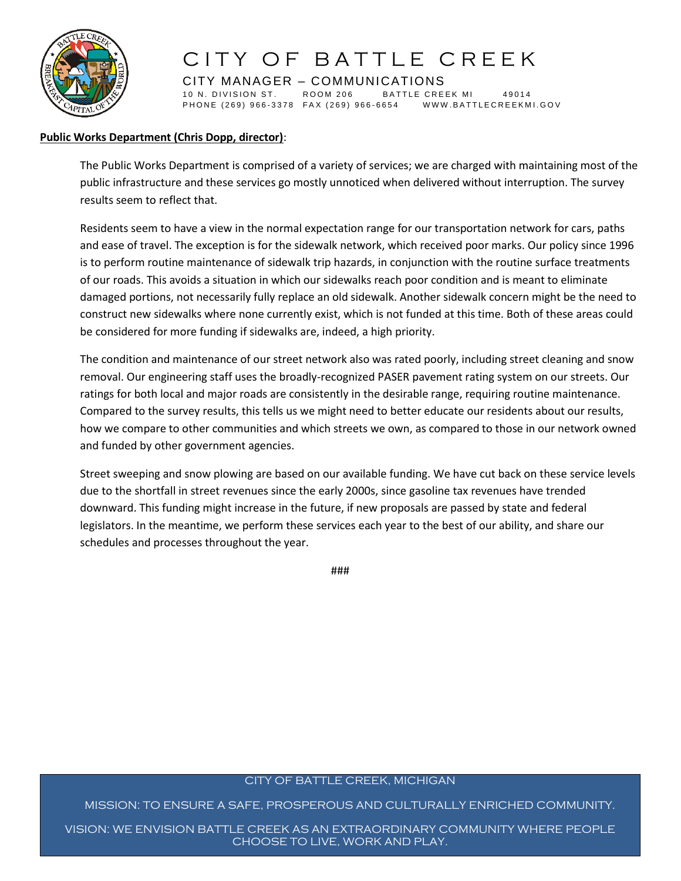# CITY OF BATTLE CREEK

CITY MANAGER – COMMUNICATIONS
10 N. DIVISION ST. ROOM 206 BATTLE CREEK MI 49014
PHONE (269) 966-3378 FAX (269) 966-6654 WWW.BATTLECREEKMI.GOV

**Public Works Department (Chris Dopp, director)**:

The Public Works Department is comprised of a variety of services; we are charged with maintaining most of the public infrastructure and these services go mostly unnoticed when delivered without interruption. The survey results seem to reflect that.

Residents seem to have a view in the normal expectation range for our transportation network for cars, paths and ease of travel. The exception is for the sidewalk network, which received poor marks. Our policy since 1996 is to perform routine maintenance of sidewalk trip hazards, in conjunction with the routine surface treatments of our roads. This avoids a situation in which our sidewalks reach poor condition and is meant to eliminate damaged portions, not necessarily fully replace an old sidewalk. Another sidewalk concern might be the need to construct new sidewalks where none currently exist, which is not funded at this time. Both of these areas could be considered for more funding if sidewalks are, indeed, a high priority.

The condition and maintenance of our street network also was rated poorly, including street cleaning and snow removal. Our engineering staff uses the broadly-recognized PASER pavement rating system on our streets. Our ratings for both local and major roads are consistently in the desirable range, requiring routine maintenance. Compared to the survey results, this tells us we might need to better educate our residents about our results, how we compare to other communities and which streets we own, as compared to those in our network owned and funded by other government agencies.

Street sweeping and snow plowing are based on our available funding. We have cut back on these service levels due to the shortfall in street revenues since the early 2000s, since gasoline tax revenues have trended downward. This funding might increase in the future, if new proposals are passed by state and federal legislators. In the meantime, we perform these services each year to the best of our ability, and share our schedules and processes throughout the year.

###

CITY OF BATTLE CREEK, MICHIGAN

MISSION: TO ENSURE A SAFE, PROSPEROUS AND CULTURALLY ENRICHED COMMUNITY.

VISION: WE ENVISION BATTLE CREEK AS AN EXTRAORDINARY COMMUNITY WHERE PEOPLE CHOOSE TO LIVE, WORK AND PLAY.